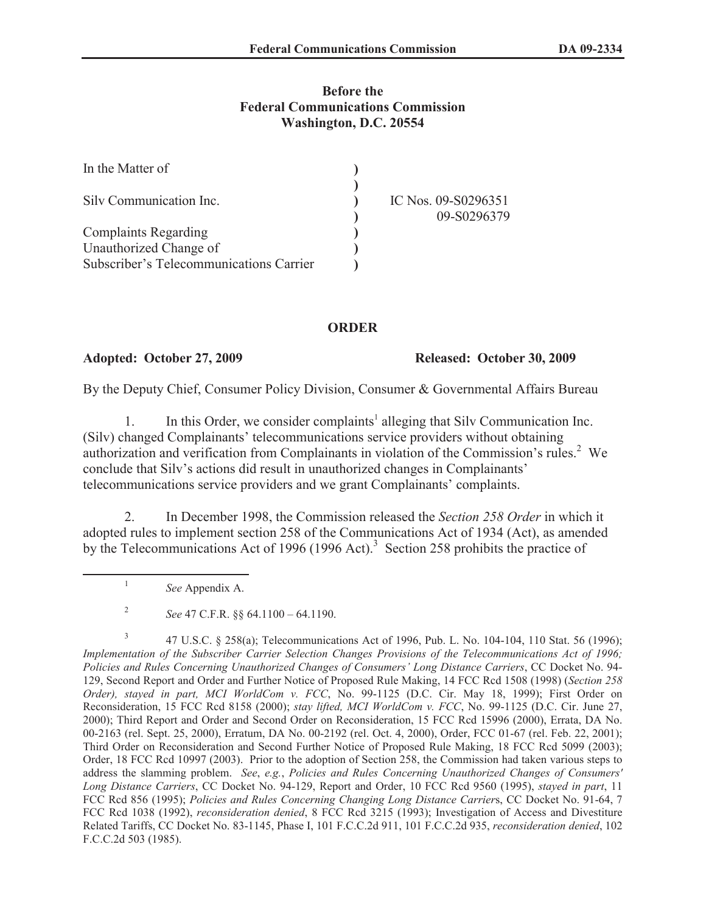**Before the**
**Federal Communications Commission**
**Washington, D.C. 20554**

| | | |
|---|---|---|
| In the Matter of | ) | |
| | ) | |
| Silv Communication Inc. | ) | IC Nos. 09-S0296351 |
| | ) | 09-S0296379 |
| Complaints Regarding | ) | |
| Unauthorized Change of | ) | |
| Subscriber's Telecommunications Carrier | ) | |

## ORDER

**Adopted: October 27, 2009** **Released: October 30, 2009**

By the Deputy Chief, Consumer Policy Division, Consumer & Governmental Affairs Bureau

1. In this Order, we consider complaints[1] alleging that Silv Communication Inc. (Silv) changed Complainants' telecommunications service providers without obtaining authorization and verification from Complainants in violation of the Commission's rules.[2] We conclude that Silv's actions did result in unauthorized changes in Complainants' telecommunications service providers and we grant Complainants' complaints.

2. In December 1998, the Commission released the *Section 258 Order* in which it adopted rules to implement section 258 of the Communications Act of 1934 (Act), as amended by the Telecommunications Act of 1996 (1996 Act).[3] Section 258 prohibits the practice of

---

[1] *See* Appendix A.

[2] *See* 47 C.F.R. §§ 64.1100 – 64.1190.

[3] 47 U.S.C. § 258(a); Telecommunications Act of 1996, Pub. L. No. 104-104, 110 Stat. 56 (1996); *Implementation of the Subscriber Carrier Selection Changes Provisions of the Telecommunications Act of 1996; Policies and Rules Concerning Unauthorized Changes of Consumers' Long Distance Carriers*, CC Docket No. 94-129, Second Report and Order and Further Notice of Proposed Rule Making, 14 FCC Rcd 1508 (1998) (*Section 258 Order), stayed in part, MCI WorldCom v. FCC*, No. 99-1125 (D.C. Cir. May 18, 1999); First Order on Reconsideration, 15 FCC Rcd 8158 (2000); *stay lifted, MCI WorldCom v. FCC*, No. 99-1125 (D.C. Cir. June 27, 2000); Third Report and Order and Second Order on Reconsideration, 15 FCC Rcd 15996 (2000), Errata, DA No. 00-2163 (rel. Sept. 25, 2000), Erratum, DA No. 00-2192 (rel. Oct. 4, 2000), Order, FCC 01-67 (rel. Feb. 22, 2001); Third Order on Reconsideration and Second Further Notice of Proposed Rule Making, 18 FCC Rcd 5099 (2003); Order, 18 FCC Rcd 10997 (2003). Prior to the adoption of Section 258, the Commission had taken various steps to address the slamming problem. *See*, *e.g.*, *Policies and Rules Concerning Unauthorized Changes of Consumers' Long Distance Carriers*, CC Docket No. 94-129, Report and Order, 10 FCC Rcd 9560 (1995), *stayed in part*, 11 FCC Rcd 856 (1995); *Policies and Rules Concerning Changing Long Distance Carriers*, CC Docket No. 91-64, 7 FCC Rcd 1038 (1992), *reconsideration denied*, 8 FCC Rcd 3215 (1993); Investigation of Access and Divestiture Related Tariffs, CC Docket No. 83-1145, Phase I, 101 F.C.C.2d 911, 101 F.C.C.2d 935, *reconsideration denied*, 102 F.C.C.2d 503 (1985).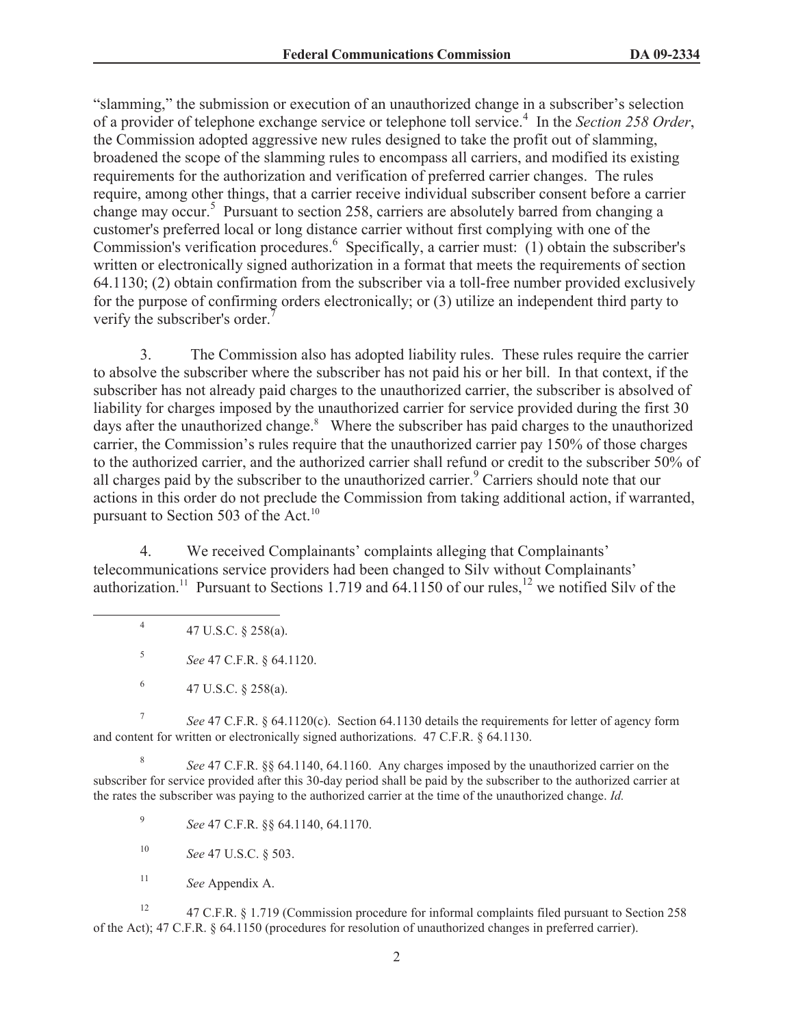"slamming," the submission or execution of an unauthorized change in a subscriber's selection of a provider of telephone exchange service or telephone toll service.[4] In the *Section 258 Order*, the Commission adopted aggressive new rules designed to take the profit out of slamming, broadened the scope of the slamming rules to encompass all carriers, and modified its existing requirements for the authorization and verification of preferred carrier changes. The rules require, among other things, that a carrier receive individual subscriber consent before a carrier change may occur.[5] Pursuant to section 258, carriers are absolutely barred from changing a customer's preferred local or long distance carrier without first complying with one of the Commission's verification procedures.[6] Specifically, a carrier must: (1) obtain the subscriber's written or electronically signed authorization in a format that meets the requirements of section 64.1130; (2) obtain confirmation from the subscriber via a toll-free number provided exclusively for the purpose of confirming orders electronically; or (3) utilize an independent third party to verify the subscriber's order.[7]

3. The Commission also has adopted liability rules. These rules require the carrier to absolve the subscriber where the subscriber has not paid his or her bill. In that context, if the subscriber has not already paid charges to the unauthorized carrier, the subscriber is absolved of liability for charges imposed by the unauthorized carrier for service provided during the first 30 days after the unauthorized change.[8] Where the subscriber has paid charges to the unauthorized carrier, the Commission's rules require that the unauthorized carrier pay 150% of those charges to the authorized carrier, and the authorized carrier shall refund or credit to the subscriber 50% of all charges paid by the subscriber to the unauthorized carrier.[9] Carriers should note that our actions in this order do not preclude the Commission from taking additional action, if warranted, pursuant to Section 503 of the Act.[10]

4. We received Complainants' complaints alleging that Complainants' telecommunications service providers had been changed to Silv without Complainants' authorization.[11] Pursuant to Sections 1.719 and 64.1150 of our rules,[12] we notified Silv of the

---

[4] 47 U.S.C. § 258(a).

[5] *See* 47 C.F.R. § 64.1120.

[6] 47 U.S.C. § 258(a).

[7] *See* 47 C.F.R. § 64.1120(c). Section 64.1130 details the requirements for letter of agency form and content for written or electronically signed authorizations. 47 C.F.R. § 64.1130.

[8] *See* 47 C.F.R. §§ 64.1140, 64.1160. Any charges imposed by the unauthorized carrier on the subscriber for service provided after this 30-day period shall be paid by the subscriber to the authorized carrier at the rates the subscriber was paying to the authorized carrier at the time of the unauthorized change. *Id.*

[9] *See* 47 C.F.R. §§ 64.1140, 64.1170.

[10] *See* 47 U.S.C. § 503.

[11] *See* Appendix A.

[12] 47 C.F.R. § 1.719 (Commission procedure for informal complaints filed pursuant to Section 258 of the Act); 47 C.F.R. § 64.1150 (procedures for resolution of unauthorized changes in preferred carrier).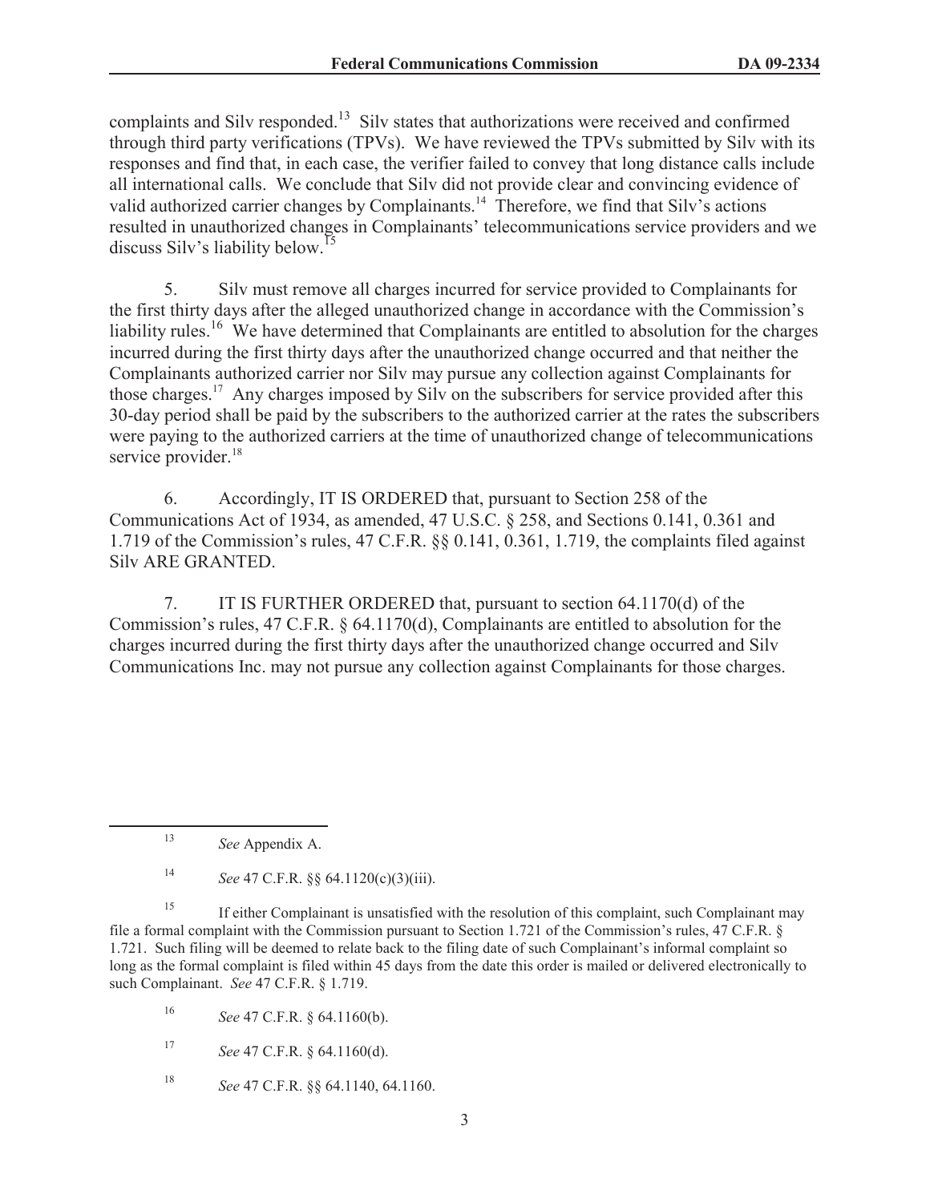complaints and Silv responded.[13] Silv states that authorizations were received and confirmed through third party verifications (TPVs). We have reviewed the TPVs submitted by Silv with its responses and find that, in each case, the verifier failed to convey that long distance calls include all international calls. We conclude that Silv did not provide clear and convincing evidence of valid authorized carrier changes by Complainants.[14] Therefore, we find that Silv's actions resulted in unauthorized changes in Complainants' telecommunications service providers and we discuss Silv's liability below.[15]

5. Silv must remove all charges incurred for service provided to Complainants for the first thirty days after the alleged unauthorized change in accordance with the Commission's liability rules.[16] We have determined that Complainants are entitled to absolution for the charges incurred during the first thirty days after the unauthorized change occurred and that neither the Complainants authorized carrier nor Silv may pursue any collection against Complainants for those charges.[17] Any charges imposed by Silv on the subscribers for service provided after this 30-day period shall be paid by the subscribers to the authorized carrier at the rates the subscribers were paying to the authorized carriers at the time of unauthorized change of telecommunications service provider.[18]

6. Accordingly, IT IS ORDERED that, pursuant to Section 258 of the Communications Act of 1934, as amended, 47 U.S.C. § 258, and Sections 0.141, 0.361 and 1.719 of the Commission's rules, 47 C.F.R. §§ 0.141, 0.361, 1.719, the complaints filed against Silv ARE GRANTED.

7. IT IS FURTHER ORDERED that, pursuant to section 64.1170(d) of the Commission's rules, 47 C.F.R. § 64.1170(d), Complainants are entitled to absolution for the charges incurred during the first thirty days after the unauthorized change occurred and Silv Communications Inc. may not pursue any collection against Complainants for those charges.

---

[13] *See* Appendix A.

[14] *See* 47 C.F.R. §§ 64.1120(c)(3)(iii).

[15] If either Complainant is unsatisfied with the resolution of this complaint, such Complainant may file a formal complaint with the Commission pursuant to Section 1.721 of the Commission's rules, 47 C.F.R. § 1.721. Such filing will be deemed to relate back to the filing date of such Complainant's informal complaint so long as the formal complaint is filed within 45 days from the date this order is mailed or delivered electronically to such Complainant. *See* 47 C.F.R. § 1.719.

[16] *See* 47 C.F.R. § 64.1160(b).

[17] *See* 47 C.F.R. § 64.1160(d).

[18] *See* 47 C.F.R. §§ 64.1140, 64.1160.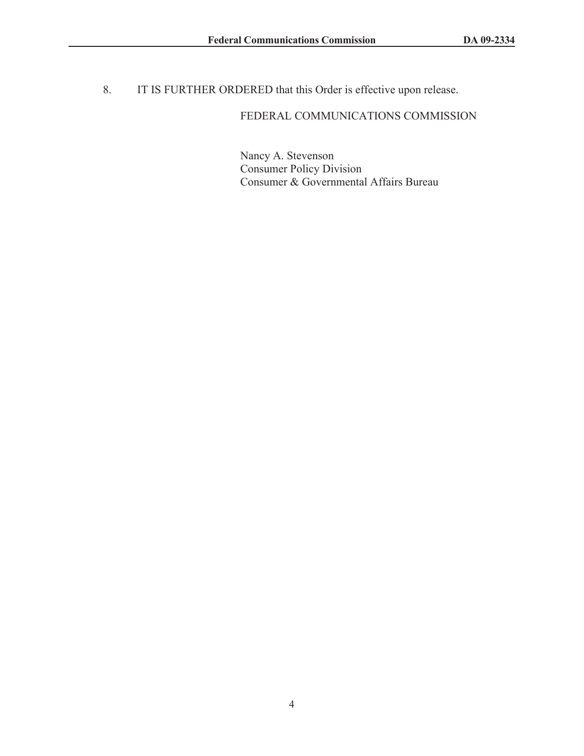8. IT IS FURTHER ORDERED that this Order is effective upon release.

FEDERAL COMMUNICATIONS COMMISSION

Nancy A. Stevenson
Consumer Policy Division
Consumer & Governmental Affairs Bureau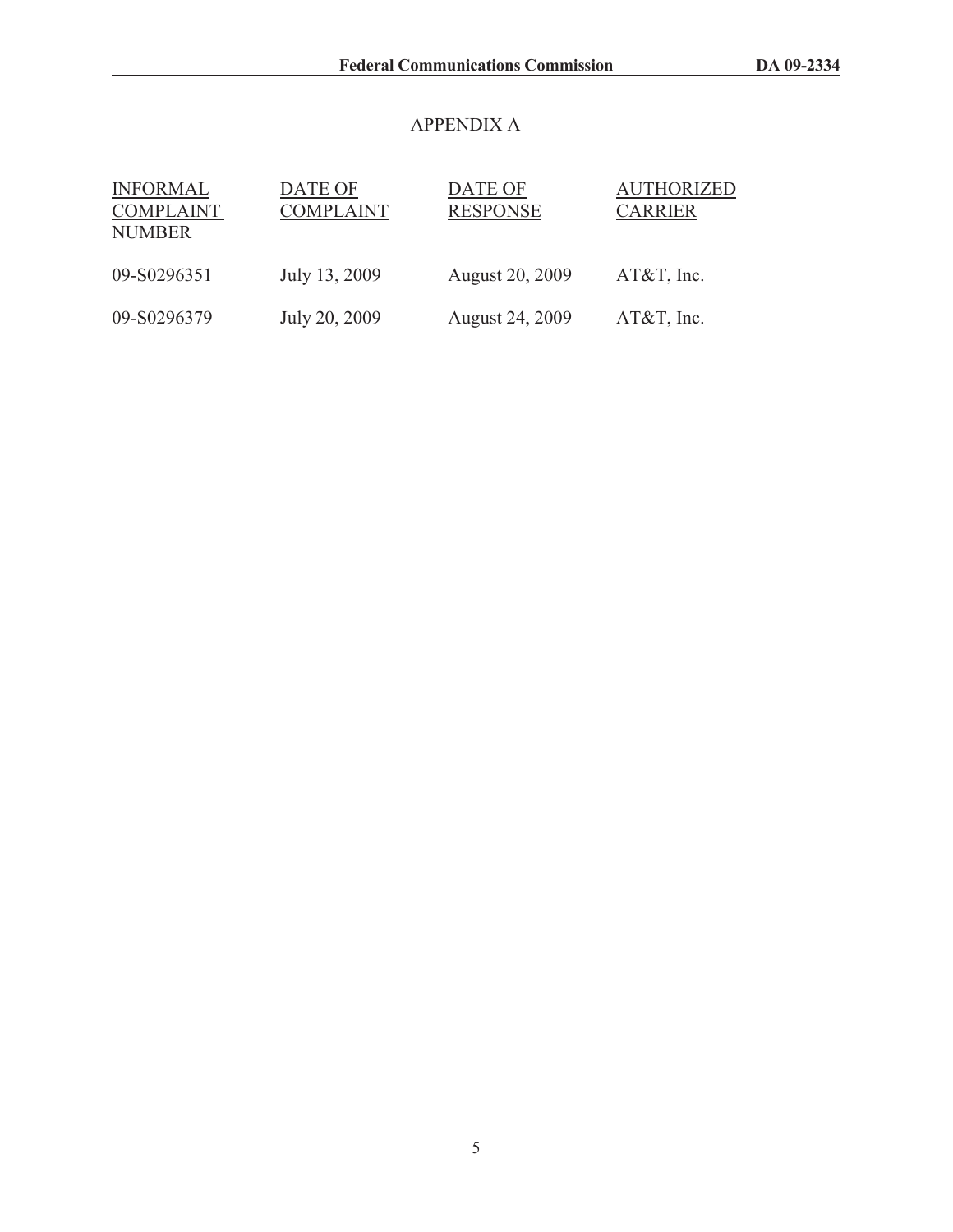## APPENDIX A

| INFORMAL COMPLAINT NUMBER | DATE OF COMPLAINT | DATE OF RESPONSE | AUTHORIZED CARRIER |
|---|---|---|---|
| 09-S0296351 | July 13, 2009 | August 20, 2009 | AT&T, Inc. |
| 09-S0296379 | July 20, 2009 | August 24, 2009 | AT&T, Inc. |